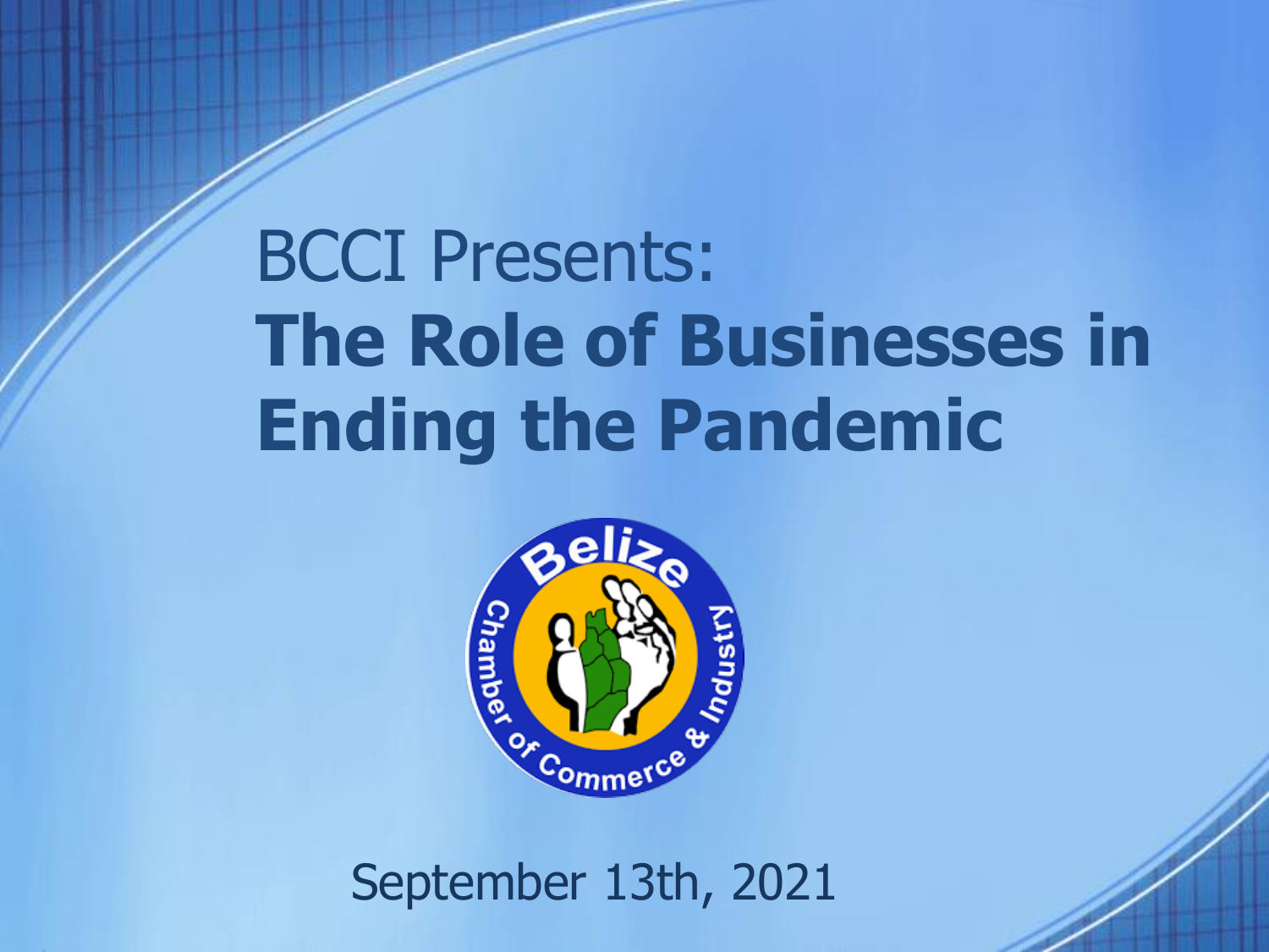BCCI Presents:

# The Role of Businesses in Ending the Pandemic

September 13th, 2021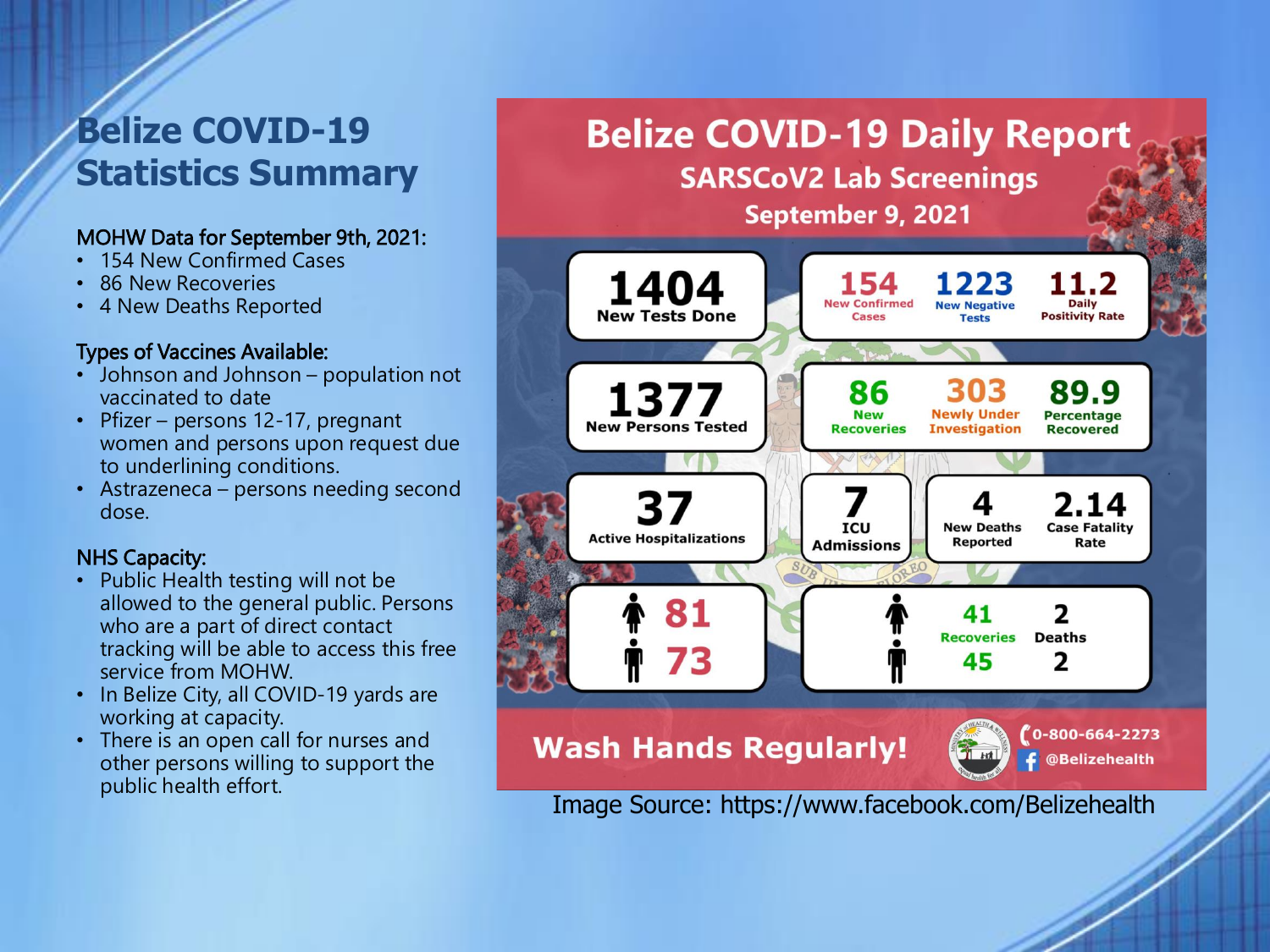# Belize COVID-19 Statistics Summary

MOHW Data for September 9th, 2021:

- 154 New Confirmed Cases
- 86 New Recoveries
- 4 New Deaths Reported

Types of Vaccines Available:

- Johnson and Johnson – population not vaccinated to date
- Pfizer – persons 12-17, pregnant women and persons upon request due to underlining conditions.
- Astrazeneca – persons needing second dose.

NHS Capacity:

- Public Health testing will not be allowed to the general public. Persons who are a part of direct contact tracking will be able to access this free service from MOHW.
- In Belize City, all COVID-19 yards are working at capacity.
- There is an open call for nurses and other persons willing to support the public health effort.

## Belize COVID-19 Daily Report

### SARSCoV2 Lab Screenings

### September 9, 2021

- 1404 New Tests Done
- 154 New Confirmed Cases
- 1223 New Negative Tests
- 11.2 Daily Positivity Rate
- 1377 New Persons Tested
- 86 New Recoveries
- 303 Newly Under Investigation
- 89.9 Percentage Recovered
- 37 Active Hospitalizations
- 7 ICU Admissions
- 4 New Deaths Reported
- 2.14 Case Fatality Rate

| | New Confirmed Cases | Recoveries | Deaths |
|---|---|---|---|
| Female | 81 | 41 | 2 |
| Male | 73 | 45 | 2 |

Wash Hands Regularly!

0-800-664-2273

@Belizehealth

Image Source: https://www.facebook.com/Belizehealth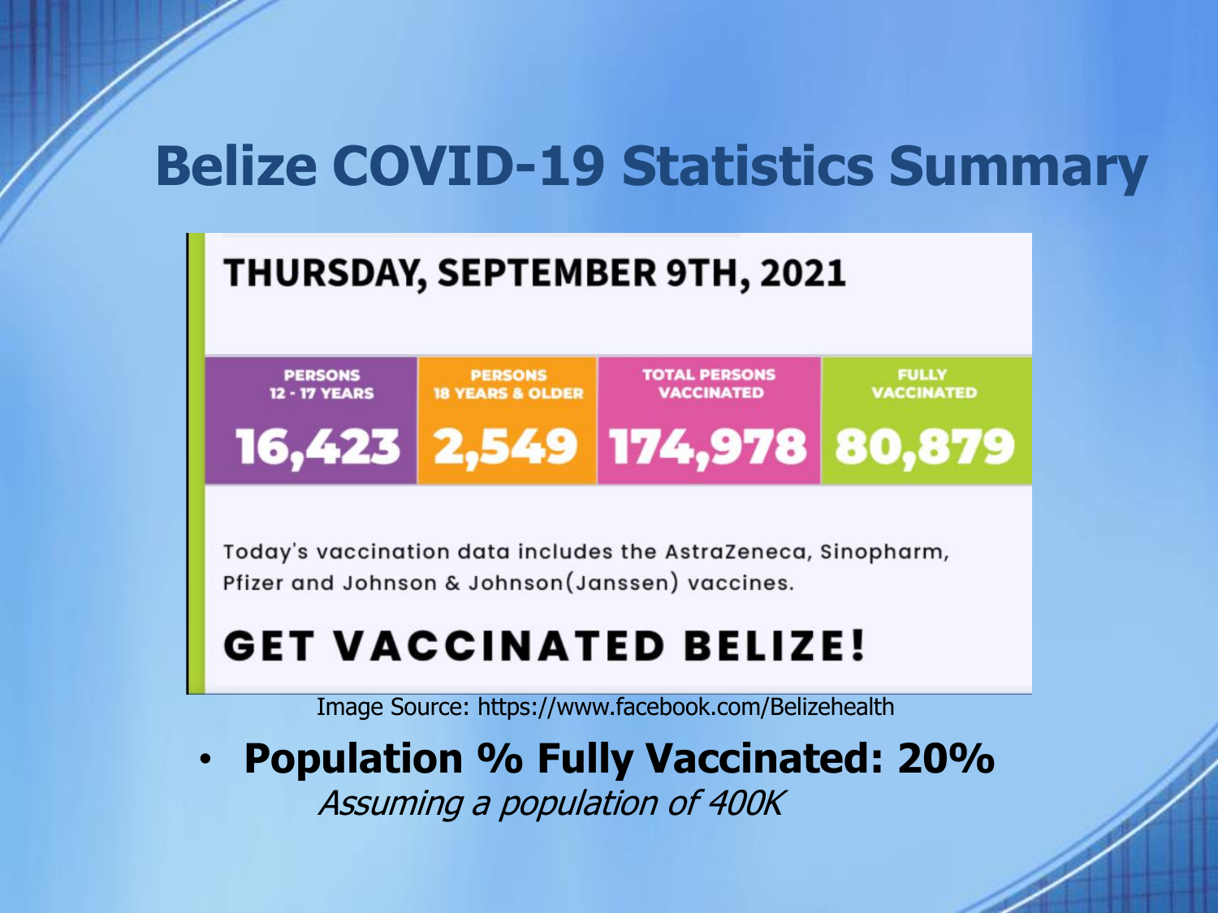# Belize COVID-19 Statistics Summary

## THURSDAY, SEPTEMBER 9TH, 2021

| PERSONS 12 - 17 YEARS | PERSONS 18 YEARS & OLDER | TOTAL PERSONS VACCINATED | FULLY VACCINATED |
|---|---|---|---|
| 16,423 | 2,549 | 174,978 | 80,879 |

Today's vaccination data includes the AstraZeneca, Sinopharm, Pfizer and Johnson & Johnson(Janssen) vaccines.

**GET VACCINATED BELIZE!**

Image Source: https://www.facebook.com/Belizehealth

- **Population % Fully Vaccinated: 20%**
  *Assuming a population of 400K*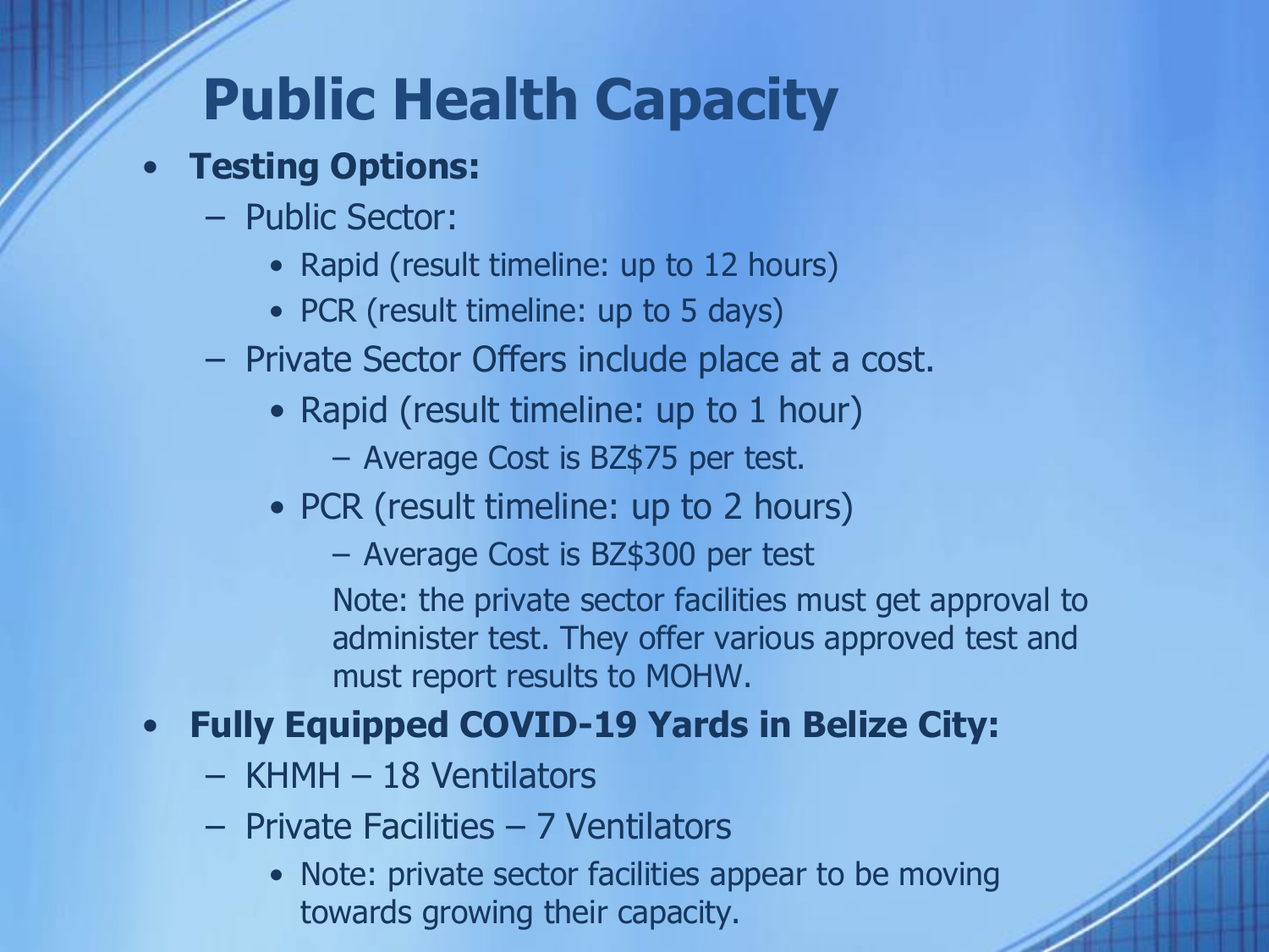# Public Health Capacity

- **Testing Options:**
  - Public Sector:
    - Rapid (result timeline: up to 12 hours)
    - PCR (result timeline: up to 5 days)
  - Private Sector Offers include place at a cost.
    - Rapid (result timeline: up to 1 hour)
      - Average Cost is BZ$75 per test.
    - PCR (result timeline: up to 2 hours)
      - Average Cost is BZ$300 per test

        Note: the private sector facilities must get approval to administer test. They offer various approved test and must report results to MOHW.
- **Fully Equipped COVID-19 Yards in Belize City:**
  - KHMH – 18 Ventilators
  - Private Facilities – 7 Ventilators
    - Note: private sector facilities appear to be moving towards growing their capacity.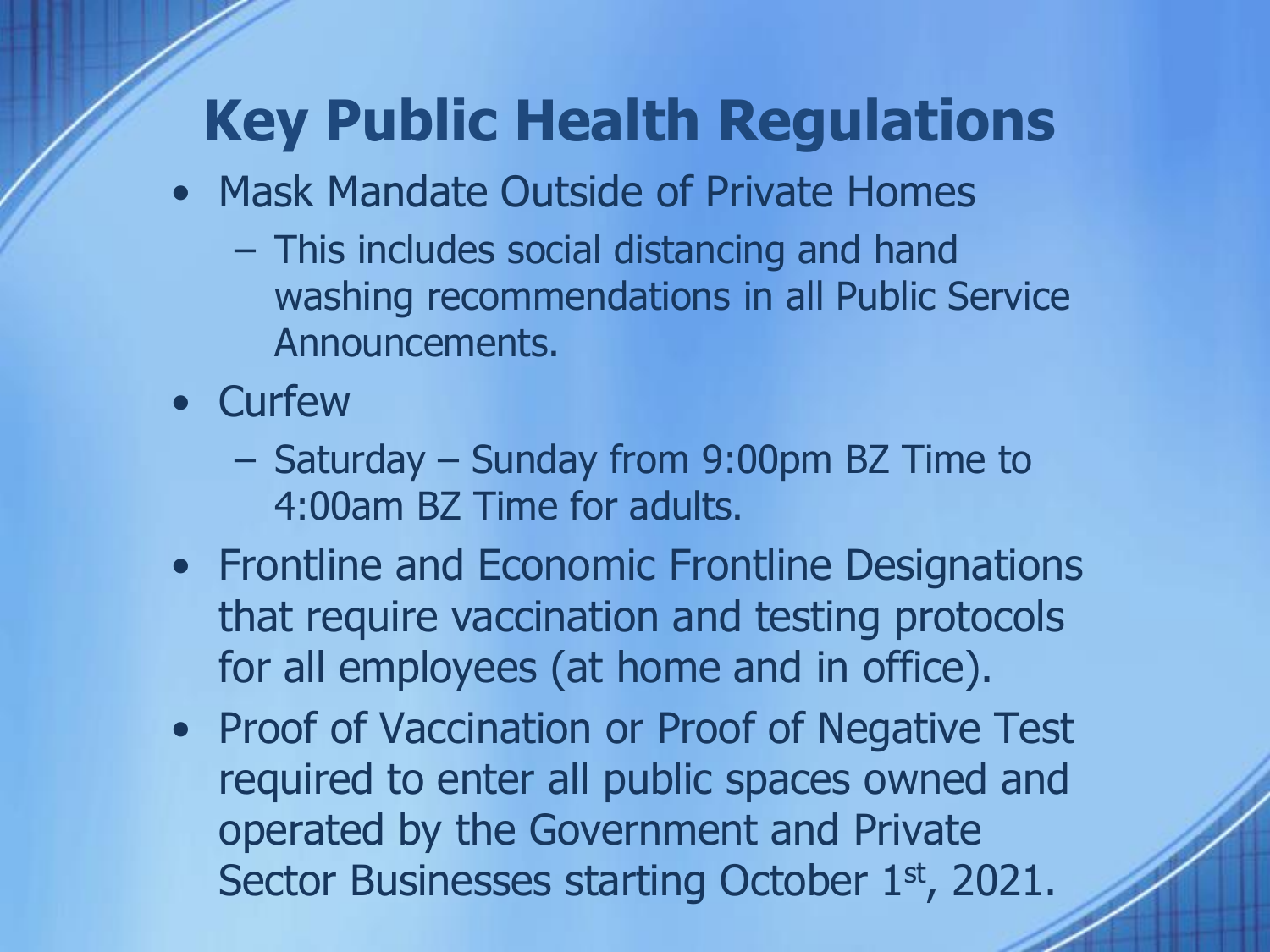# Key Public Health Regulations

- Mask Mandate Outside of Private Homes
  - This includes social distancing and hand washing recommendations in all Public Service Announcements.
- Curfew
  - Saturday – Sunday from 9:00pm BZ Time to 4:00am BZ Time for adults.
- Frontline and Economic Frontline Designations that require vaccination and testing protocols for all employees (at home and in office).
- Proof of Vaccination or Proof of Negative Test required to enter all public spaces owned and operated by the Government and Private Sector Businesses starting October 1st, 2021.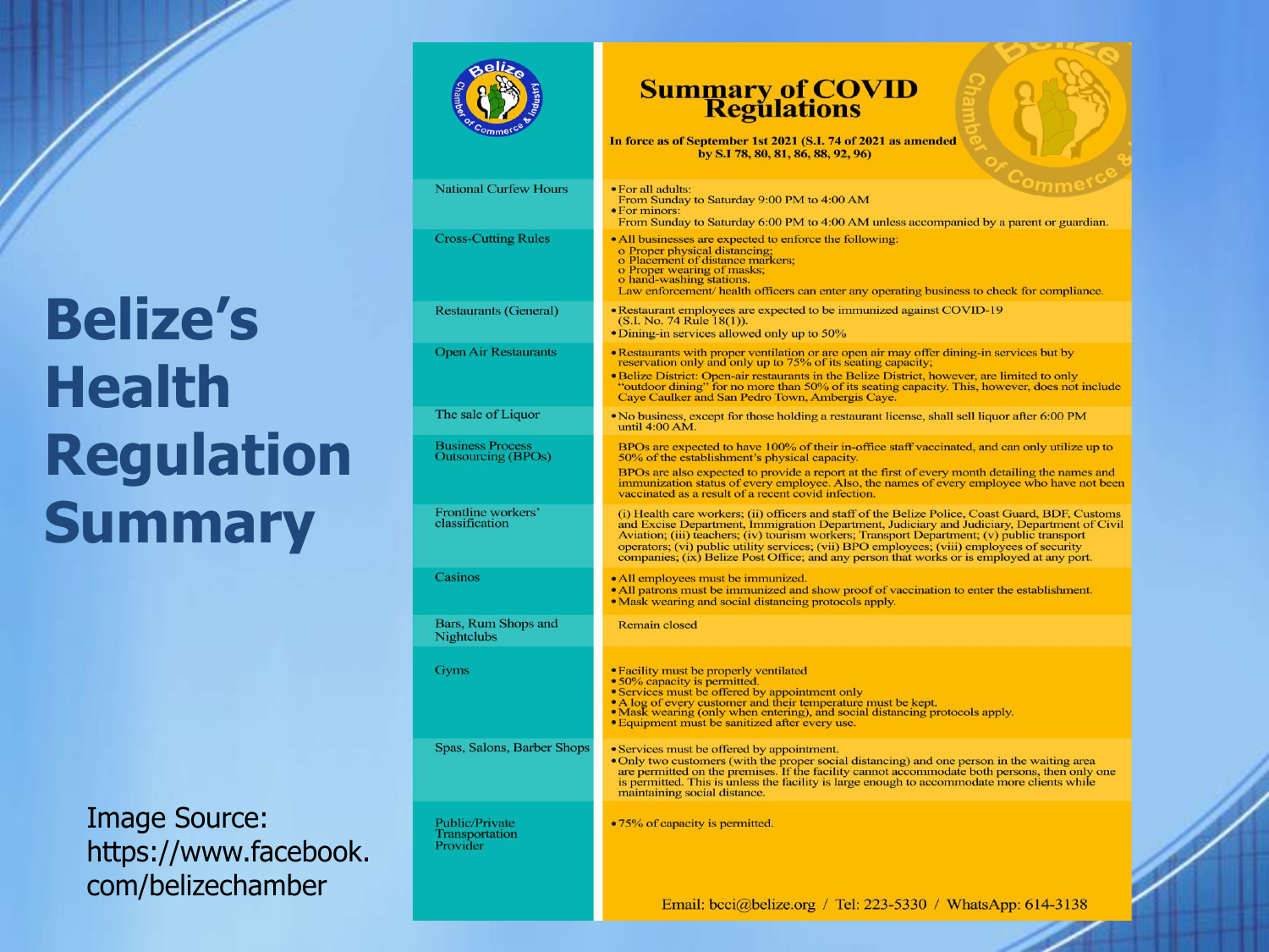# Belize's Health Regulation Summary

Image Source: https://www.facebook.com/belizechamber

## Summary of COVID Regulations

In force as of September 1st 2021 (S.I. 74 of 2021 as amended by S.I 78, 80, 81, 86, 88, 92, 96)

| Category | Regulation |
| --- | --- |
| National Curfew Hours | • For all adults: From Sunday to Saturday 9:00 PM to 4:00 AM<br>• For minors: From Sunday to Saturday 6:00 PM to 4:00 AM unless accompanied by a parent or guardian. |
| Cross-Cutting Rules | • All businesses are expected to enforce the following:<br>o Proper physical distancing;<br>o Placement of distance markers;<br>o Proper wearing of masks;<br>o hand-washing stations.<br>Law enforcement/ health officers can enter any operating business to check for compliance. |
| Restaurants (General) | • Restaurant employees are expected to be immunized against COVID-19 (S.I. No. 74 Rule 18(1)).<br>• Dining-in services allowed only up to 50% |
| Open Air Restaurants | • Restaurants with proper ventilation or are open air may offer dining-in services but by reservation only and only up to 75% of its seating capacity;<br>• Belize District: Open-air restaurants in the Belize District, however, are limited to only "outdoor dining" for no more than 50% of its seating capacity. This, however, does not include Caye Caulker and San Pedro Town, Ambergris Caye. |
| The sale of Liquor | • No business, except for those holding a restaurant license, shall sell liquor after 6:00 PM until 4:00 AM. |
| Business Process Outsourcing (BPOs) | BPOs are expected to have 100% of their in-office staff vaccinated, and can only utilize up to 50% of the establishment's physical capacity.<br>BPOs are also expected to provide a report at the first of every month detailing the names and immunization status of every employee. Also, the names of every employee who have not been vaccinated as a result of a recent covid infection. |
| Frontline workers' classification | (i) Health care workers; (ii) officers and staff of the Belize Police, Coast Guard, BDF, Customs and Excise Department, Immigration Department, Judiciary and Judiciary, Department of Civil Aviation; (iii) teachers; (iv) tourism workers; Transport Department; (v) public transport operators; (vi) public utility services; (vii) BPO employees; (viii) employees of security companies; (ix) Belize Post Office; and any person that works or is employed at any port. |
| Casinos | • All employees must be immunized.<br>• All patrons must be immunized and show proof of vaccination to enter the establishment.<br>• Mask wearing and social distancing protocols apply. |
| Bars, Rum Shops and Nightclubs | Remain closed |
| Gyms | • Facility must be properly ventilated<br>• 50% capacity is permitted.<br>• Services must be offered by appointment only<br>• A log of every customer and their temperature must be kept.<br>• Mask wearing (only when entering), and social distancing protocols apply.<br>• Equipment must be sanitized after every use. |
| Spas, Salons, Barber Shops | • Services must be offered by appointment.<br>• Only two customers (with the proper social distancing) and one person in the waiting area are permitted on the premises. If the facility cannot accommodate both persons, then only one is permitted. This is unless the facility is large enough to accommodate more clients while maintaining social distance. |
| Public/Private Transportation Provider | • 75% of capacity is permitted. |

Email: bcci@belize.org / Tel: 223-5330 / WhatsApp: 614-3138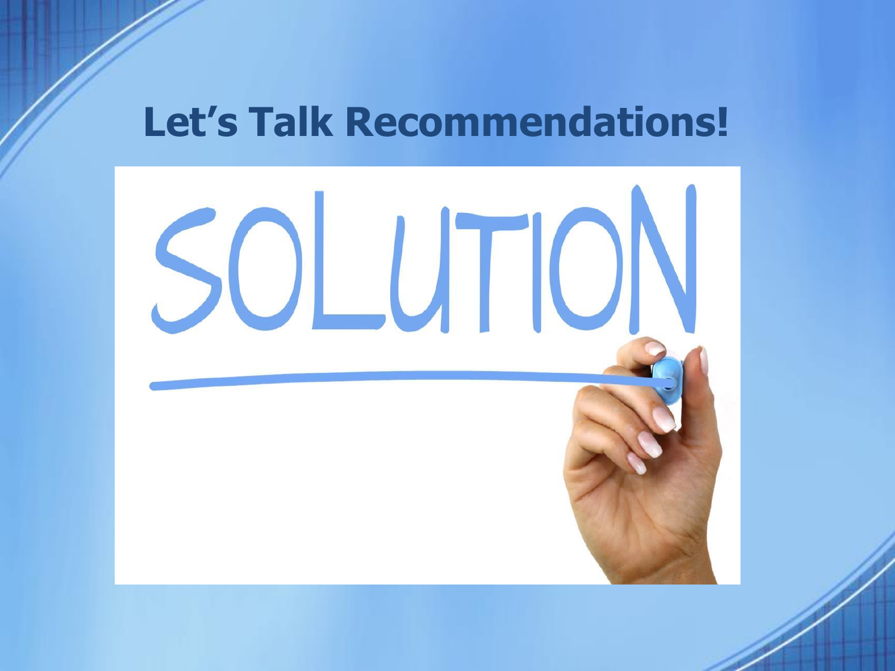# Let’s Talk Recommendations!